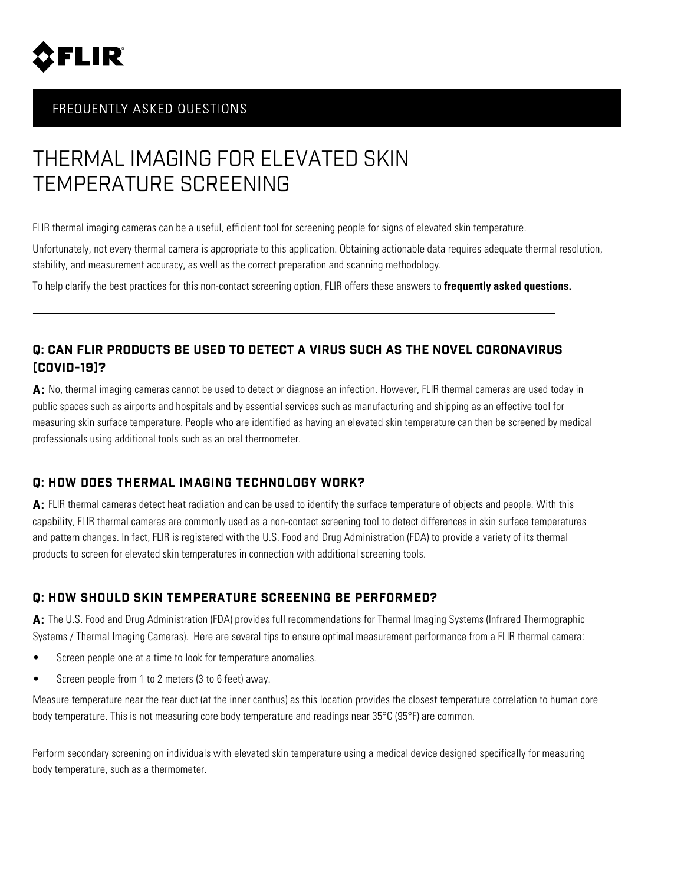FLIR

FREQUENTLY ASKED QUESTIONS

# THERMAL IMAGING FOR ELEVATED SKIN TEMPERATURE SCREENING

FLIR thermal imaging cameras can be a useful, efficient tool for screening people for signs of elevated skin temperature.

Unfortunately, not every thermal camera is appropriate to this application. Obtaining actionable data requires adequate thermal resolution, stability, and measurement accuracy, as well as the correct preparation and scanning methodology.

To help clarify the best practices for this non-contact screening option, FLIR offers these answers to **frequently asked questions.**

---

### Q: CAN FLIR PRODUCTS BE USED TO DETECT A VIRUS SUCH AS THE NOVEL CORONAVIRUS (COVID-19)?

**A:** No, thermal imaging cameras cannot be used to detect or diagnose an infection. However, FLIR thermal cameras are used today in public spaces such as airports and hospitals and by essential services such as manufacturing and shipping as an effective tool for measuring skin surface temperature. People who are identified as having an elevated skin temperature can then be screened by medical professionals using additional tools such as an oral thermometer.

### Q: HOW DOES THERMAL IMAGING TECHNOLOGY WORK?

**A:** FLIR thermal cameras detect heat radiation and can be used to identify the surface temperature of objects and people. With this capability, FLIR thermal cameras are commonly used as a non-contact screening tool to detect differences in skin surface temperatures and pattern changes. In fact, FLIR is registered with the U.S. Food and Drug Administration (FDA) to provide a variety of its thermal products to screen for elevated skin temperatures in connection with additional screening tools.

### Q: HOW SHOULD SKIN TEMPERATURE SCREENING BE PERFORMED?

**A:** The U.S. Food and Drug Administration (FDA) provides full recommendations for Thermal Imaging Systems (Infrared Thermographic Systems / Thermal Imaging Cameras). Here are several tips to ensure optimal measurement performance from a FLIR thermal camera:

- Screen people one at a time to look for temperature anomalies.
- Screen people from 1 to 2 meters (3 to 6 feet) away.

Measure temperature near the tear duct (at the inner canthus) as this location provides the closest temperature correlation to human core body temperature. This is not measuring core body temperature and readings near 35°C (95°F) are common.

Perform secondary screening on individuals with elevated skin temperature using a medical device designed specifically for measuring body temperature, such as a thermometer.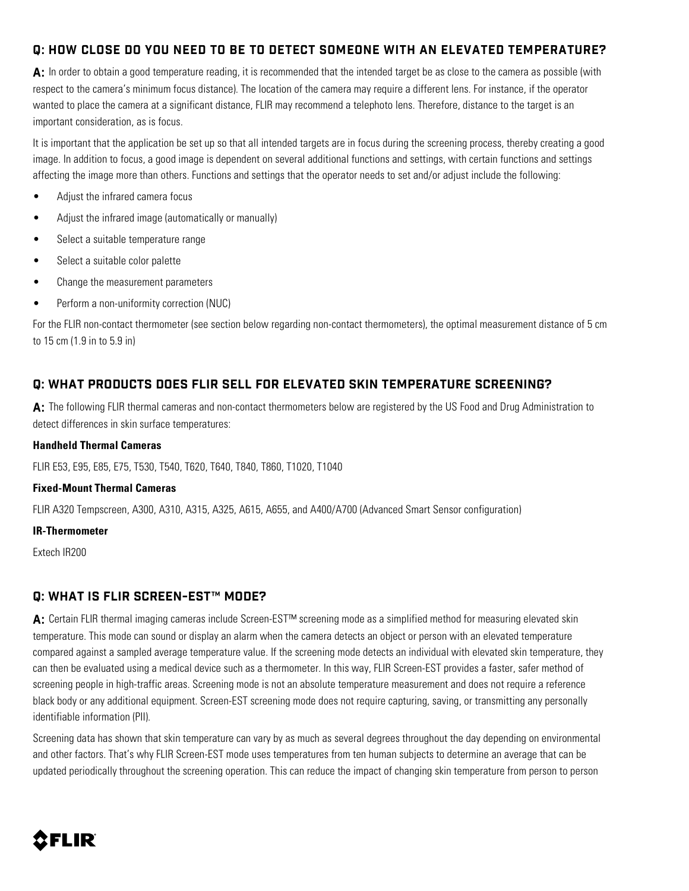## Q: HOW CLOSE DO YOU NEED TO BE TO DETECT SOMEONE WITH AN ELEVATED TEMPERATURE?

**A:** In order to obtain a good temperature reading, it is recommended that the intended target be as close to the camera as possible (with respect to the camera's minimum focus distance). The location of the camera may require a different lens. For instance, if the operator wanted to place the camera at a significant distance, FLIR may recommend a telephoto lens. Therefore, distance to the target is an important consideration, as is focus.

It is important that the application be set up so that all intended targets are in focus during the screening process, thereby creating a good image. In addition to focus, a good image is dependent on several additional functions and settings, with certain functions and settings affecting the image more than others. Functions and settings that the operator needs to set and/or adjust include the following:

- Adjust the infrared camera focus
- Adjust the infrared image (automatically or manually)
- Select a suitable temperature range
- Select a suitable color palette
- Change the measurement parameters
- Perform a non-uniformity correction (NUC)

For the FLIR non-contact thermometer (see section below regarding non-contact thermometers), the optimal measurement distance of 5 cm to 15 cm (1.9 in to 5.9 in)

## Q: WHAT PRODUCTS DOES FLIR SELL FOR ELEVATED SKIN TEMPERATURE SCREENING?

**A:** The following FLIR thermal cameras and non-contact thermometers below are registered by the US Food and Drug Administration to detect differences in skin surface temperatures:

**Handheld Thermal Cameras**

FLIR E53, E95, E85, E75, T530, T540, T620, T640, T840, T860, T1020, T1040

**Fixed-Mount Thermal Cameras**

FLIR A320 Tempscreen, A300, A310, A315, A325, A615, A655, and A400/A700 (Advanced Smart Sensor configuration)

**IR-Thermometer**

Extech IR200

## Q: WHAT IS FLIR SCREEN-EST™ MODE?

**A:** Certain FLIR thermal imaging cameras include Screen-EST™ screening mode as a simplified method for measuring elevated skin temperature. This mode can sound or display an alarm when the camera detects an object or person with an elevated temperature compared against a sampled average temperature value. If the screening mode detects an individual with elevated skin temperature, they can then be evaluated using a medical device such as a thermometer. In this way, FLIR Screen-EST provides a faster, safer method of screening people in high-traffic areas. Screening mode is not an absolute temperature measurement and does not require a reference black body or any additional equipment. Screen-EST screening mode does not require capturing, saving, or transmitting any personally identifiable information (PII).

Screening data has shown that skin temperature can vary by as much as several degrees throughout the day depending on environmental and other factors. That's why FLIR Screen-EST mode uses temperatures from ten human subjects to determine an average that can be updated periodically throughout the screening operation. This can reduce the impact of changing skin temperature from person to person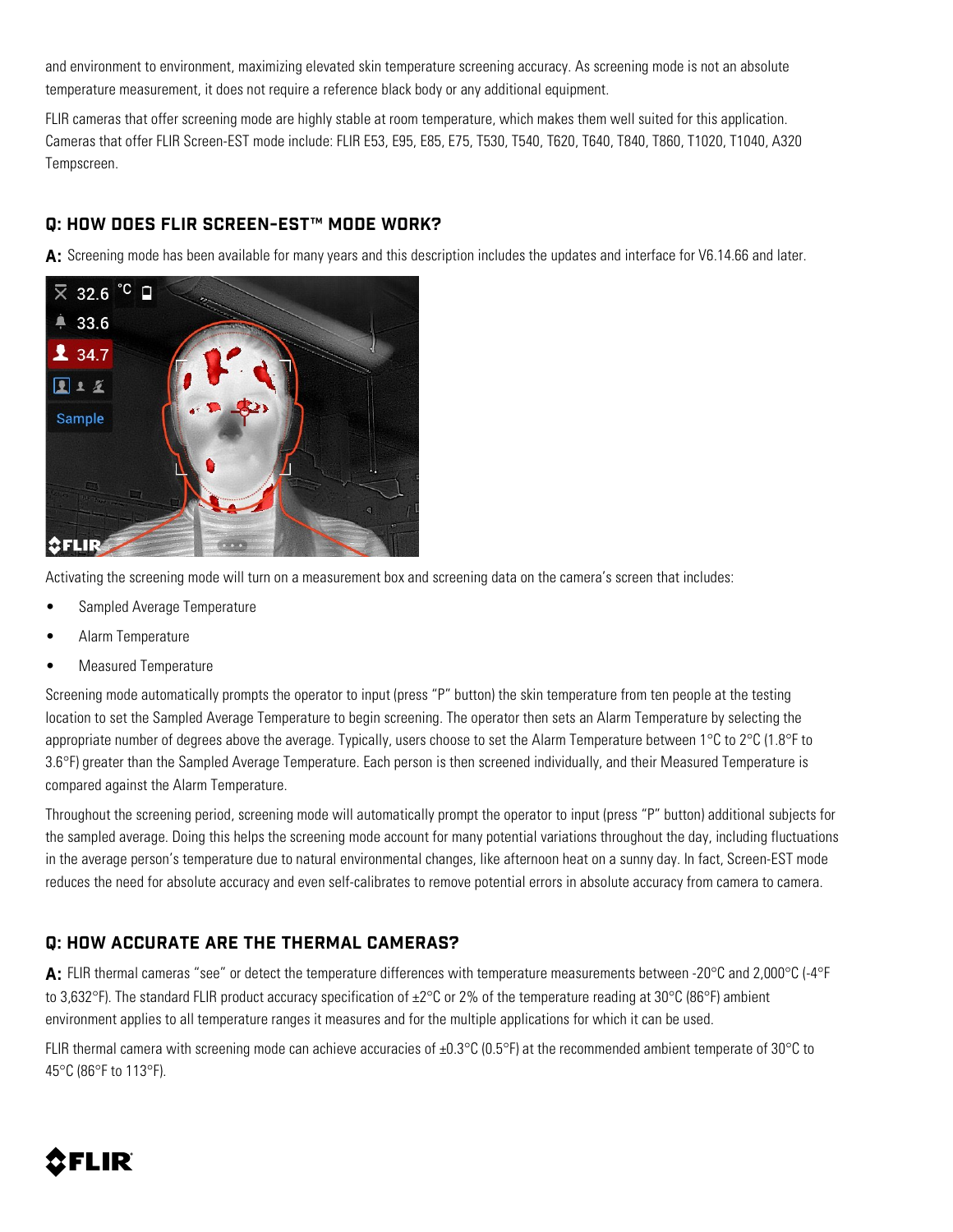and environment to environment, maximizing elevated skin temperature screening accuracy. As screening mode is not an absolute temperature measurement, it does not require a reference black body or any additional equipment.

FLIR cameras that offer screening mode are highly stable at room temperature, which makes them well suited for this application. Cameras that offer FLIR Screen-EST mode include: FLIR E53, E95, E85, E75, T530, T540, T620, T640, T840, T860, T1020, T1040, A320 Tempscreen.

## Q: HOW DOES FLIR SCREEN-EST™ MODE WORK?

**A:** Screening mode has been available for many years and this description includes the updates and interface for V6.14.66 and later.

Activating the screening mode will turn on a measurement box and screening data on the camera's screen that includes:

- Sampled Average Temperature
- Alarm Temperature
- Measured Temperature

Screening mode automatically prompts the operator to input (press "P" button) the skin temperature from ten people at the testing location to set the Sampled Average Temperature to begin screening. The operator then sets an Alarm Temperature by selecting the appropriate number of degrees above the average. Typically, users choose to set the Alarm Temperature between 1°C to 2°C (1.8°F to 3.6°F) greater than the Sampled Average Temperature. Each person is then screened individually, and their Measured Temperature is compared against the Alarm Temperature.

Throughout the screening period, screening mode will automatically prompt the operator to input (press "P" button) additional subjects for the sampled average. Doing this helps the screening mode account for many potential variations throughout the day, including fluctuations in the average person's temperature due to natural environmental changes, like afternoon heat on a sunny day. In fact, Screen-EST mode reduces the need for absolute accuracy and even self-calibrates to remove potential errors in absolute accuracy from camera to camera.

## Q: HOW ACCURATE ARE THE THERMAL CAMERAS?

**A:** FLIR thermal cameras "see" or detect the temperature differences with temperature measurements between -20°C and 2,000°C (-4°F to 3,632°F). The standard FLIR product accuracy specification of ±2°C or 2% of the temperature reading at 30°C (86°F) ambient environment applies to all temperature ranges it measures and for the multiple applications for which it can be used.

FLIR thermal camera with screening mode can achieve accuracies of ±0.3°C (0.5°F) at the recommended ambient temperate of 30°C to 45°C (86°F to 113°F).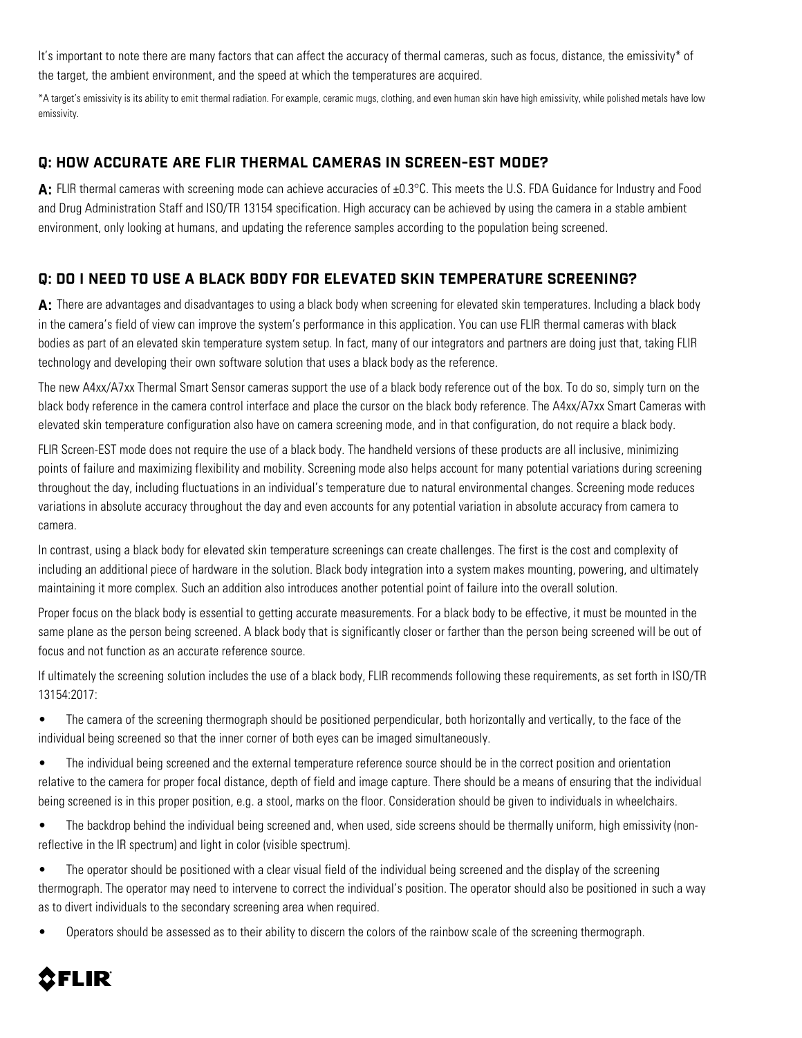It's important to note there are many factors that can affect the accuracy of thermal cameras, such as focus, distance, the emissivity* of the target, the ambient environment, and the speed at which the temperatures are acquired.

*A target's emissivity is its ability to emit thermal radiation. For example, ceramic mugs, clothing, and even human skin have high emissivity, while polished metals have low emissivity.

## Q: HOW ACCURATE ARE FLIR THERMAL CAMERAS IN SCREEN-EST MODE?

**A:** FLIR thermal cameras with screening mode can achieve accuracies of ±0.3°C. This meets the U.S. FDA Guidance for Industry and Food and Drug Administration Staff and ISO/TR 13154 specification. High accuracy can be achieved by using the camera in a stable ambient environment, only looking at humans, and updating the reference samples according to the population being screened.

## Q: DO I NEED TO USE A BLACK BODY FOR ELEVATED SKIN TEMPERATURE SCREENING?

**A:** There are advantages and disadvantages to using a black body when screening for elevated skin temperatures. Including a black body in the camera's field of view can improve the system's performance in this application. You can use FLIR thermal cameras with black bodies as part of an elevated skin temperature system setup. In fact, many of our integrators and partners are doing just that, taking FLIR technology and developing their own software solution that uses a black body as the reference.

The new A4xx/A7xx Thermal Smart Sensor cameras support the use of a black body reference out of the box. To do so, simply turn on the black body reference in the camera control interface and place the cursor on the black body reference. The A4xx/A7xx Smart Cameras with elevated skin temperature configuration also have on camera screening mode, and in that configuration, do not require a black body.

FLIR Screen-EST mode does not require the use of a black body. The handheld versions of these products are all inclusive, minimizing points of failure and maximizing flexibility and mobility. Screening mode also helps account for many potential variations during screening throughout the day, including fluctuations in an individual's temperature due to natural environmental changes. Screening mode reduces variations in absolute accuracy throughout the day and even accounts for any potential variation in absolute accuracy from camera to camera.

In contrast, using a black body for elevated skin temperature screenings can create challenges. The first is the cost and complexity of including an additional piece of hardware in the solution. Black body integration into a system makes mounting, powering, and ultimately maintaining it more complex. Such an addition also introduces another potential point of failure into the overall solution.

Proper focus on the black body is essential to getting accurate measurements. For a black body to be effective, it must be mounted in the same plane as the person being screened. A black body that is significantly closer or farther than the person being screened will be out of focus and not function as an accurate reference source.

If ultimately the screening solution includes the use of a black body, FLIR recommends following these requirements, as set forth in ISO/TR 13154:2017:

- The camera of the screening thermograph should be positioned perpendicular, both horizontally and vertically, to the face of the individual being screened so that the inner corner of both eyes can be imaged simultaneously.
- The individual being screened and the external temperature reference source should be in the correct position and orientation relative to the camera for proper focal distance, depth of field and image capture. There should be a means of ensuring that the individual being screened is in this proper position, e.g. a stool, marks on the floor. Consideration should be given to individuals in wheelchairs.
- The backdrop behind the individual being screened and, when used, side screens should be thermally uniform, high emissivity (non-reflective in the IR spectrum) and light in color (visible spectrum).
- The operator should be positioned with a clear visual field of the individual being screened and the display of the screening thermograph. The operator may need to intervene to correct the individual's position. The operator should also be positioned in such a way as to divert individuals to the secondary screening area when required.
- Operators should be assessed as to their ability to discern the colors of the rainbow scale of the screening thermograph.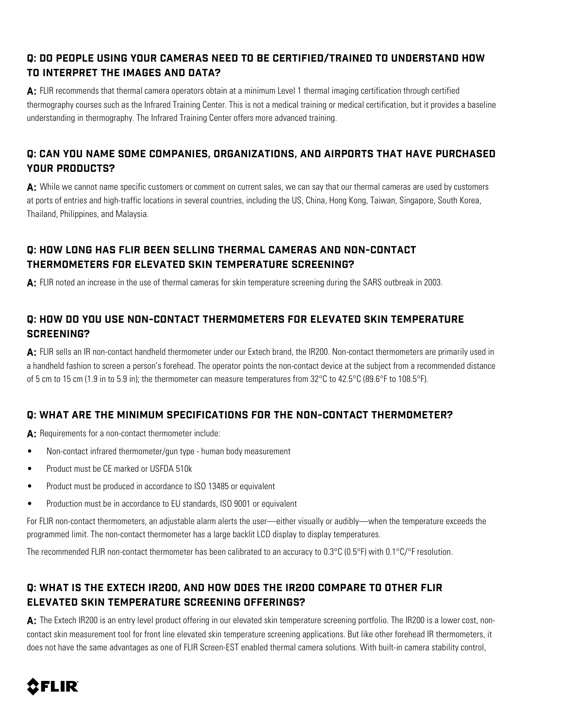## Q: DO PEOPLE USING YOUR CAMERAS NEED TO BE CERTIFIED/TRAINED TO UNDERSTAND HOW TO INTERPRET THE IMAGES AND DATA?

**A:** FLIR recommends that thermal camera operators obtain at a minimum Level 1 thermal imaging certification through certified thermography courses such as the Infrared Training Center. This is not a medical training or medical certification, but it provides a baseline understanding in thermography. The Infrared Training Center offers more advanced training.

## Q: CAN YOU NAME SOME COMPANIES, ORGANIZATIONS, AND AIRPORTS THAT HAVE PURCHASED YOUR PRODUCTS?

**A:** While we cannot name specific customers or comment on current sales, we can say that our thermal cameras are used by customers at ports of entries and high-traffic locations in several countries, including the US, China, Hong Kong, Taiwan, Singapore, South Korea, Thailand, Philippines, and Malaysia.

## Q: HOW LONG HAS FLIR BEEN SELLING THERMAL CAMERAS AND NON-CONTACT THERMOMETERS FOR ELEVATED SKIN TEMPERATURE SCREENING?

**A:** FLIR noted an increase in the use of thermal cameras for skin temperature screening during the SARS outbreak in 2003.

## Q: HOW DO YOU USE NON-CONTACT THERMOMETERS FOR ELEVATED SKIN TEMPERATURE SCREENING?

**A:** FLIR sells an IR non-contact handheld thermometer under our Extech brand, the IR200. Non-contact thermometers are primarily used in a handheld fashion to screen a person's forehead. The operator points the non-contact device at the subject from a recommended distance of 5 cm to 15 cm (1.9 in to 5.9 in); the thermometer can measure temperatures from 32°C to 42.5°C (89.6°F to 108.5°F).

## Q: WHAT ARE THE MINIMUM SPECIFICATIONS FOR THE NON-CONTACT THERMOMETER?

**A:** Requirements for a non-contact thermometer include:

- Non-contact infrared thermometer/gun type - human body measurement
- Product must be CE marked or USFDA 510k
- Product must be produced in accordance to ISO 13485 or equivalent
- Production must be in accordance to EU standards, ISO 9001 or equivalent

For FLIR non-contact thermometers, an adjustable alarm alerts the user—either visually or audibly—when the temperature exceeds the programmed limit. The non-contact thermometer has a large backlit LCD display to display temperatures.

The recommended FLIR non-contact thermometer has been calibrated to an accuracy to 0.3°C (0.5°F) with 0.1°C/°F resolution.

## Q: WHAT IS THE EXTECH IR200, AND HOW DOES THE IR200 COMPARE TO OTHER FLIR ELEVATED SKIN TEMPERATURE SCREENING OFFERINGS?

**A:** The Extech IR200 is an entry level product offering in our elevated skin temperature screening portfolio. The IR200 is a lower cost, non-contact skin measurement tool for front line elevated skin temperature screening applications. But like other forehead IR thermometers, it does not have the same advantages as one of FLIR Screen-EST enabled thermal camera solutions. With built-in camera stability control,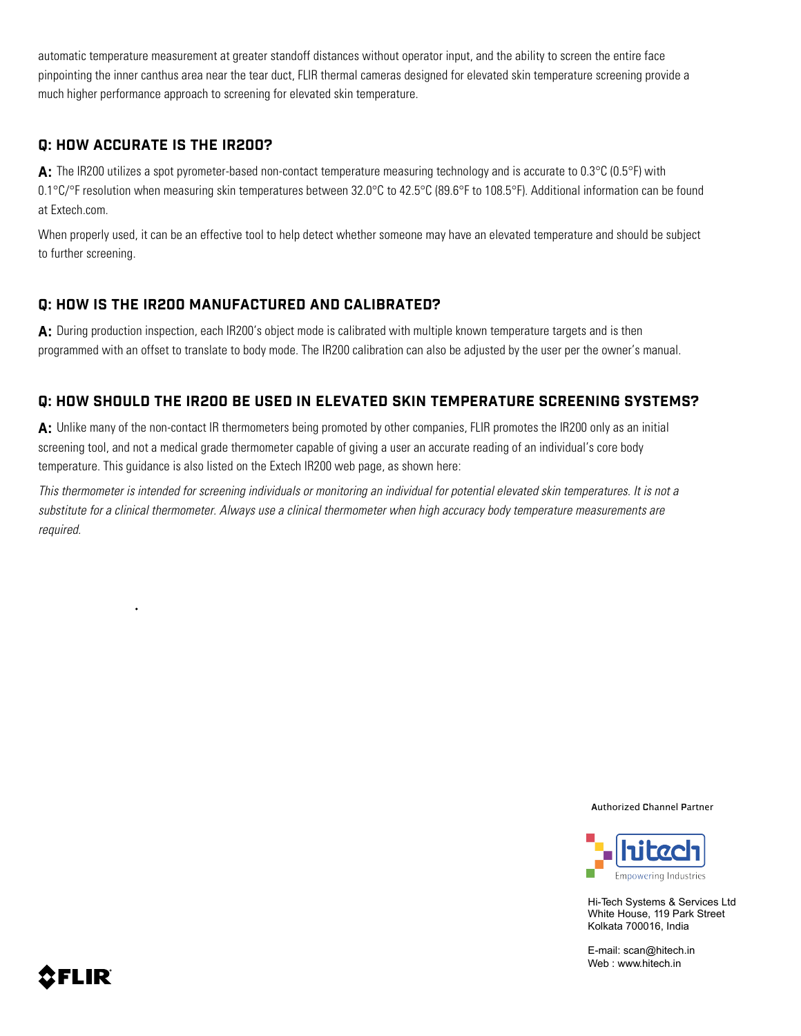automatic temperature measurement at greater standoff distances without operator input, and the ability to screen the entire face pinpointing the inner canthus area near the tear duct, FLIR thermal cameras designed for elevated skin temperature screening provide a much higher performance approach to screening for elevated skin temperature.

## Q: HOW ACCURATE IS THE IR200?

**A:** The IR200 utilizes a spot pyrometer-based non-contact temperature measuring technology and is accurate to 0.3°C (0.5°F) with 0.1°C/°F resolution when measuring skin temperatures between 32.0°C to 42.5°C (89.6°F to 108.5°F). Additional information can be found at Extech.com.

When properly used, it can be an effective tool to help detect whether someone may have an elevated temperature and should be subject to further screening.

## Q: HOW IS THE IR200 MANUFACTURED AND CALIBRATED?

**A:** During production inspection, each IR200's object mode is calibrated with multiple known temperature targets and is then programmed with an offset to translate to body mode. The IR200 calibration can also be adjusted by the user per the owner's manual.

## Q: HOW SHOULD THE IR200 BE USED IN ELEVATED SKIN TEMPERATURE SCREENING SYSTEMS?

**A:** Unlike many of the non-contact IR thermometers being promoted by other companies, FLIR promotes the IR200 only as an initial screening tool, and not a medical grade thermometer capable of giving a user an accurate reading of an individual's core body temperature. This guidance is also listed on the Extech IR200 web page, as shown here:

*This thermometer is intended for screening individuals or monitoring an individual for potential elevated skin temperatures. It is not a substitute for a clinical thermometer. Always use a clinical thermometer when high accuracy body temperature measurements are required.*

Authorized Channel Partner

hitech
Empowering Industries

Hi-Tech Systems & Services Ltd
White House, 119 Park Street
Kolkata 700016, India

E-mail: scan@hitech.in
Web : www.hitech.in

FLIR